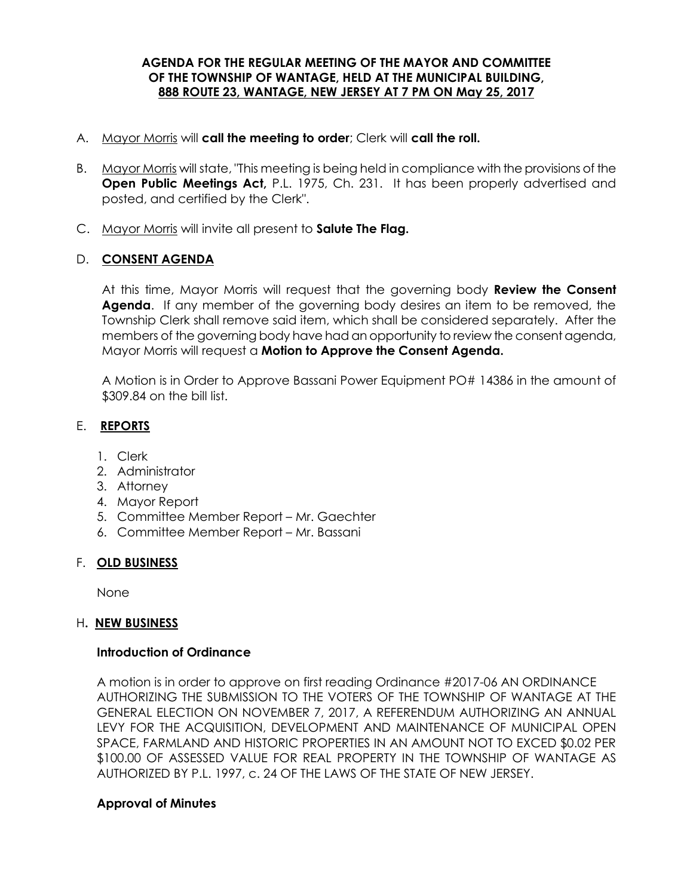**AGENDA FOR THE REGULAR MEETING OF THE MAYOR AND COMMITTEE OF THE TOWNSHIP OF WANTAGE, HELD AT THE MUNICIPAL BUILDING, 888 ROUTE 23, WANTAGE, NEW JERSEY AT 7 PM ON May 25, 2017**

A. Mayor Morris will **call the meeting to order**; Clerk will **call the roll.**

B. Mayor Morris will state, "This meeting is being held in compliance with the provisions of the **Open Public Meetings Act,** P.L. 1975, Ch. 231. It has been properly advertised and posted, and certified by the Clerk".

C. Mayor Morris will invite all present to **Salute The Flag.**

D. **CONSENT AGENDA**

At this time, Mayor Morris will request that the governing body **Review the Consent Agenda**. If any member of the governing body desires an item to be removed, the Township Clerk shall remove said item, which shall be considered separately. After the members of the governing body have had an opportunity to review the consent agenda, Mayor Morris will request a **Motion to Approve the Consent Agenda.**

A Motion is in Order to Approve Bassani Power Equipment PO# 14386 in the amount of $309.84 on the bill list.

E. **REPORTS**

1. Clerk
2. Administrator
3. Attorney
4. Mayor Report
5. Committee Member Report – Mr. Gaechter
6. Committee Member Report – Mr. Bassani

F. **OLD BUSINESS**

None

H**. NEW BUSINESS**

**Introduction of Ordinance**

A motion is in order to approve on first reading Ordinance #2017-06 AN ORDINANCE AUTHORIZING THE SUBMISSION TO THE VOTERS OF THE TOWNSHIP OF WANTAGE AT THE GENERAL ELECTION ON NOVEMBER 7, 2017, A REFERENDUM AUTHORIZING AN ANNUAL LEVY FOR THE ACQUISITION, DEVELOPMENT AND MAINTENANCE OF MUNICIPAL OPEN SPACE, FARMLAND AND HISTORIC PROPERTIES IN AN AMOUNT NOT TO EXCED $0.02 PER $100.00 OF ASSESSED VALUE FOR REAL PROPERTY IN THE TOWNSHIP OF WANTAGE AS AUTHORIZED BY P.L. 1997, c. 24 OF THE LAWS OF THE STATE OF NEW JERSEY.

**Approval of Minutes**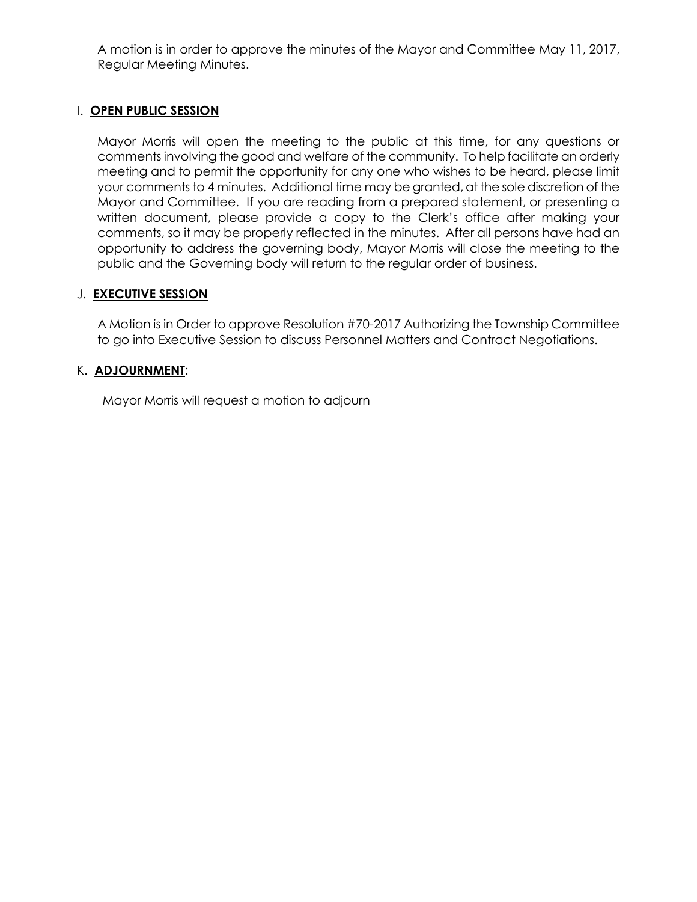A motion is in order to approve the minutes of the Mayor and Committee May 11, 2017, Regular Meeting Minutes.

## I. **OPEN PUBLIC SESSION**

Mayor Morris will open the meeting to the public at this time, for any questions or comments involving the good and welfare of the community. To help facilitate an orderly meeting and to permit the opportunity for any one who wishes to be heard, please limit your comments to 4 minutes. Additional time may be granted, at the sole discretion of the Mayor and Committee. If you are reading from a prepared statement, or presenting a written document, please provide a copy to the Clerk's office after making your comments, so it may be properly reflected in the minutes. After all persons have had an opportunity to address the governing body, Mayor Morris will close the meeting to the public and the Governing body will return to the regular order of business.

## J. **EXECUTIVE SESSION**

A Motion is in Order to approve Resolution #70-2017 Authorizing the Township Committee to go into Executive Session to discuss Personnel Matters and Contract Negotiations.

## K. **ADJOURNMENT**:

Mayor Morris will request a motion to adjourn